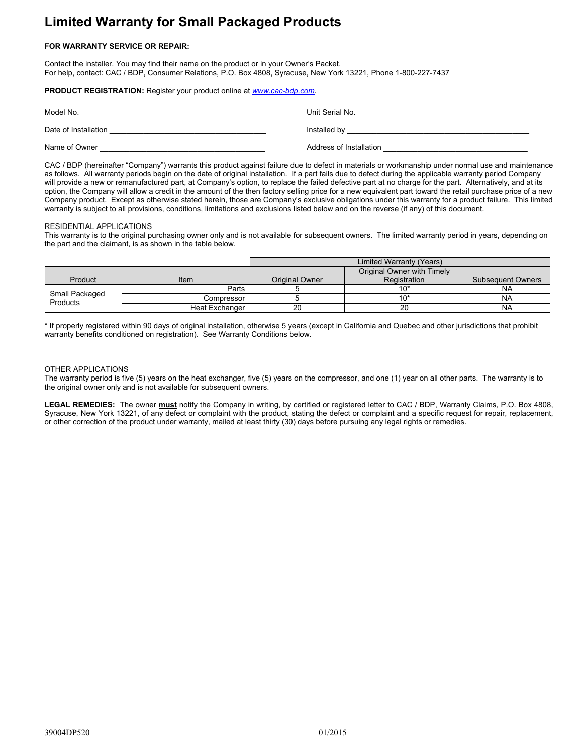# Limited Warranty for Small Packaged Products

**FOR WARRANTY SERVICE OR REPAIR:**

Contact the installer. You may find their name on the product or in your Owner's Packet.
For help, contact: CAC / BDP, Consumer Relations, P.O. Box 4808, Syracuse, New York 13221, Phone 1-800-227-7437

**PRODUCT REGISTRATION:** Register your product online at *www.cac-bdp.com*.

Model No. ____________________________________________ Unit Serial No. ________________________________________

Date of Installation _____________________________________ Installed by ____________________________________________

Name of Owner _______________________________________ Address of Installation ___________________________________

CAC / BDP (hereinafter "Company") warrants this product against failure due to defect in materials or workmanship under normal use and maintenance as follows. All warranty periods begin on the date of original installation. If a part fails due to defect during the applicable warranty period Company will provide a new or remanufactured part, at Company's option, to replace the failed defective part at no charge for the part. Alternatively, and at its option, the Company will allow a credit in the amount of the then factory selling price for a new equivalent part toward the retail purchase price of a new Company product. Except as otherwise stated herein, those are Company's exclusive obligations under this warranty for a product failure. This limited warranty is subject to all provisions, conditions, limitations and exclusions listed below and on the reverse (if any) of this document.

RESIDENTIAL APPLICATIONS
This warranty is to the original purchasing owner only and is not available for subsequent owners. The limited warranty period in years, depending on the part and the claimant, is as shown in the table below.

| | | Limited Warranty (Years) | | |
|---|---|---|---|---|
| Product | Item | Original Owner | Original Owner with Timely Registration | Subsequent Owners |
| Small Packaged Products | Parts | 5 | 10* | NA |
| | Compressor | 5 | 10* | NA |
| | Heat Exchanger | 20 | 20 | NA |

* If properly registered within 90 days of original installation, otherwise 5 years (except in California and Quebec and other jurisdictions that prohibit warranty benefits conditioned on registration). See Warranty Conditions below.

OTHER APPLICATIONS
The warranty period is five (5) years on the heat exchanger, five (5) years on the compressor, and one (1) year on all other parts. The warranty is to the original owner only and is not available for subsequent owners.

**LEGAL REMEDIES:** The owner **must** notify the Company in writing, by certified or registered letter to CAC / BDP, Warranty Claims, P.O. Box 4808, Syracuse, New York 13221, of any defect or complaint with the product, stating the defect or complaint and a specific request for repair, replacement, or other correction of the product under warranty, mailed at least thirty (30) days before pursuing any legal rights or remedies.

39004DP520 01/2015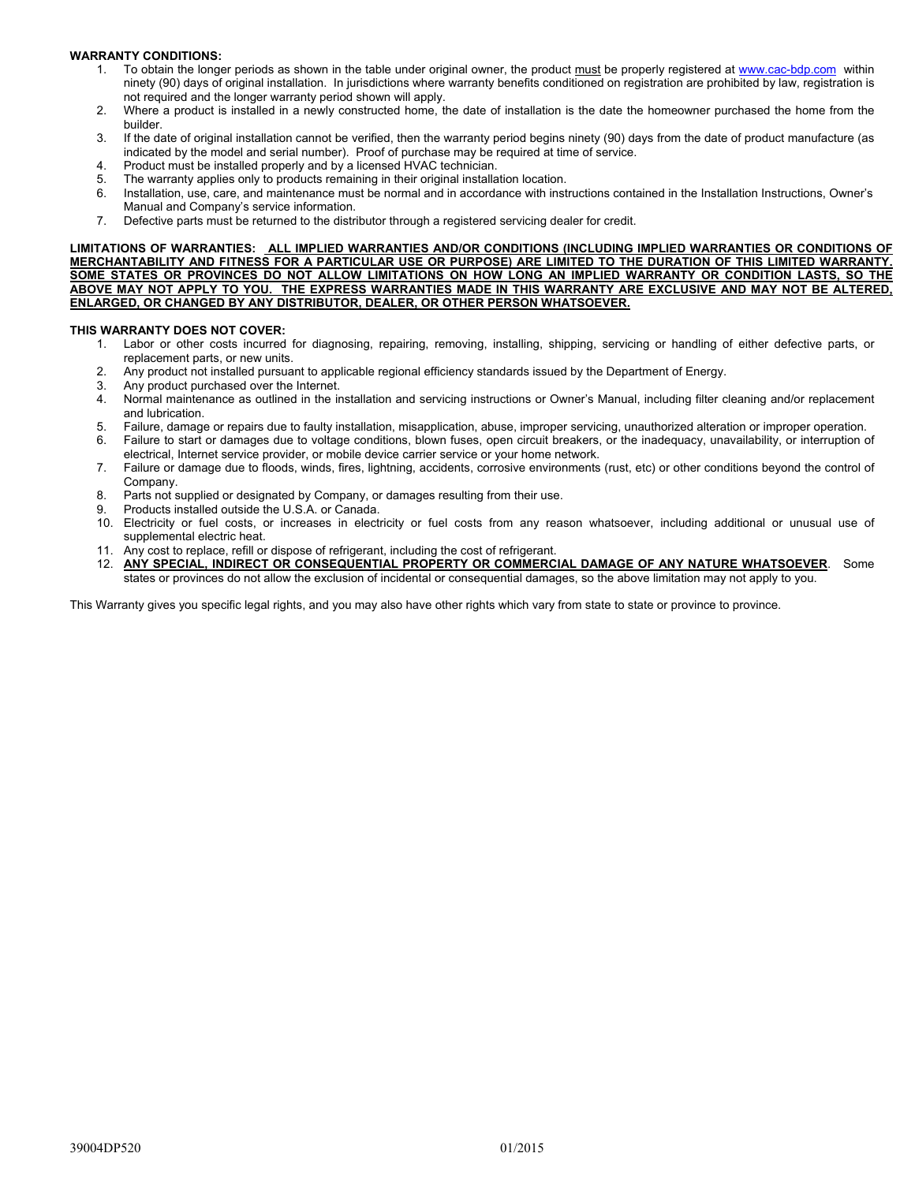**WARRANTY CONDITIONS:**

1. To obtain the longer periods as shown in the table under original owner, the product must be properly registered at www.cac-bdp.com within ninety (90) days of original installation. In jurisdictions where warranty benefits conditioned on registration are prohibited by law, registration is not required and the longer warranty period shown will apply.
2. Where a product is installed in a newly constructed home, the date of installation is the date the homeowner purchased the home from the builder.
3. If the date of original installation cannot be verified, then the warranty period begins ninety (90) days from the date of product manufacture (as indicated by the model and serial number). Proof of purchase may be required at time of service.
4. Product must be installed properly and by a licensed HVAC technician.
5. The warranty applies only to products remaining in their original installation location.
6. Installation, use, care, and maintenance must be normal and in accordance with instructions contained in the Installation Instructions, Owner's Manual and Company's service information.
7. Defective parts must be returned to the distributor through a registered servicing dealer for credit.

**LIMITATIONS OF WARRANTIES: ALL IMPLIED WARRANTIES AND/OR CONDITIONS (INCLUDING IMPLIED WARRANTIES OR CONDITIONS OF MERCHANTABILITY AND FITNESS FOR A PARTICULAR USE OR PURPOSE) ARE LIMITED TO THE DURATION OF THIS LIMITED WARRANTY. SOME STATES OR PROVINCES DO NOT ALLOW LIMITATIONS ON HOW LONG AN IMPLIED WARRANTY OR CONDITION LASTS, SO THE ABOVE MAY NOT APPLY TO YOU. THE EXPRESS WARRANTIES MADE IN THIS WARRANTY ARE EXCLUSIVE AND MAY NOT BE ALTERED, ENLARGED, OR CHANGED BY ANY DISTRIBUTOR, DEALER, OR OTHER PERSON WHATSOEVER.**

**THIS WARRANTY DOES NOT COVER:**

1. Labor or other costs incurred for diagnosing, repairing, removing, installing, shipping, servicing or handling of either defective parts, or replacement parts, or new units.
2. Any product not installed pursuant to applicable regional efficiency standards issued by the Department of Energy.
3. Any product purchased over the Internet.
4. Normal maintenance as outlined in the installation and servicing instructions or Owner's Manual, including filter cleaning and/or replacement and lubrication.
5. Failure, damage or repairs due to faulty installation, misapplication, abuse, improper servicing, unauthorized alteration or improper operation.
6. Failure to start or damages due to voltage conditions, blown fuses, open circuit breakers, or the inadequacy, unavailability, or interruption of electrical, Internet service provider, or mobile device carrier service or your home network.
7. Failure or damage due to floods, winds, fires, lightning, accidents, corrosive environments (rust, etc) or other conditions beyond the control of Company.
8. Parts not supplied or designated by Company, or damages resulting from their use.
9. Products installed outside the U.S.A. or Canada.
10. Electricity or fuel costs, or increases in electricity or fuel costs from any reason whatsoever, including additional or unusual use of supplemental electric heat.
11. Any cost to replace, refill or dispose of refrigerant, including the cost of refrigerant.
12. **ANY SPECIAL, INDIRECT OR CONSEQUENTIAL PROPERTY OR COMMERCIAL DAMAGE OF ANY NATURE WHATSOEVER**. Some states or provinces do not allow the exclusion of incidental or consequential damages, so the above limitation may not apply to you.

This Warranty gives you specific legal rights, and you may also have other rights which vary from state to state or province to province.

39004DP520 01/2015